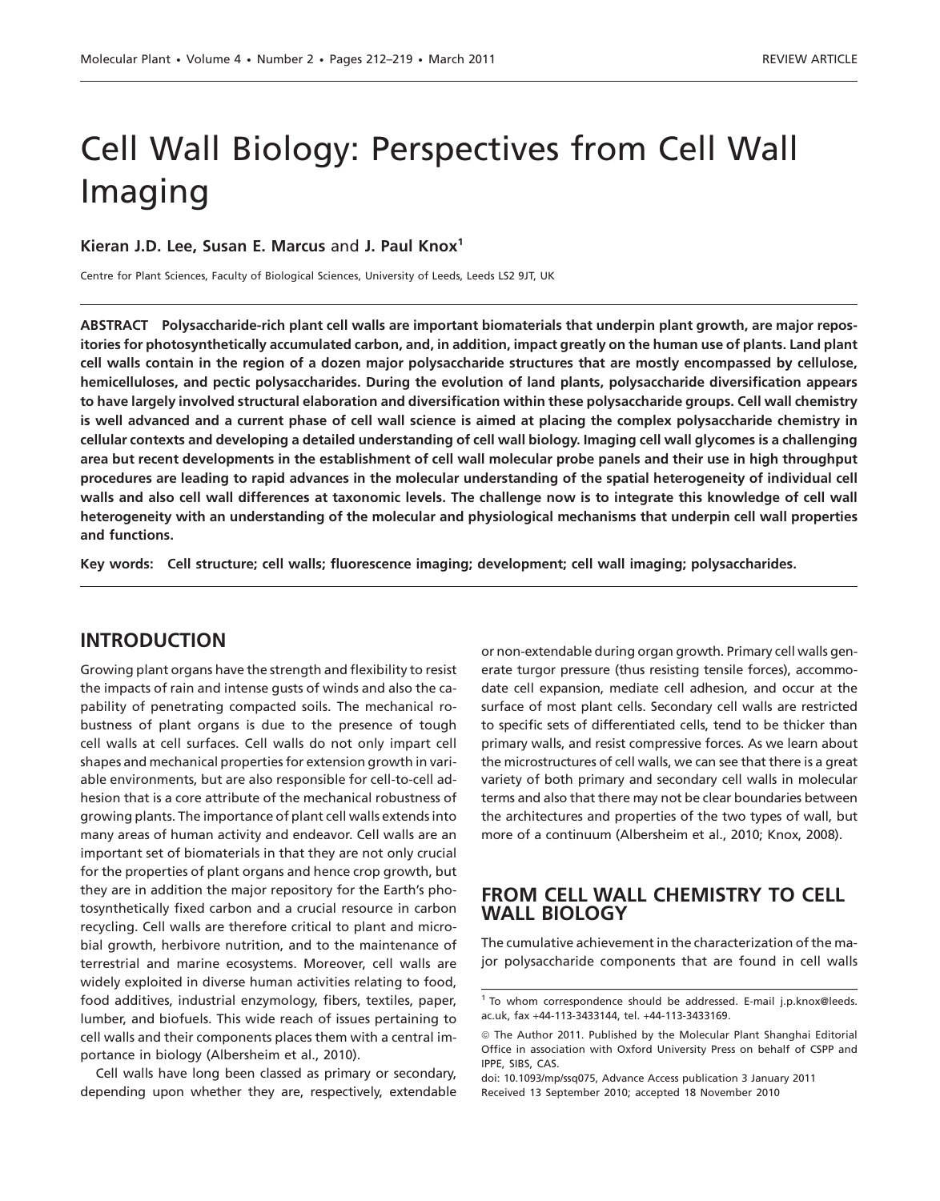# Cell Wall Biology: Perspectives from Cell Wall Imaging

**Kieran J.D. Lee, Susan E. Marcus** and **J. Paul Knox**[1]

Centre for Plant Sciences, Faculty of Biological Sciences, University of Leeds, Leeds LS2 9JT, UK

**ABSTRACT Polysaccharide-rich plant cell walls are important biomaterials that underpin plant growth, are major repositories for photosynthetically accumulated carbon, and, in addition, impact greatly on the human use of plants. Land plant cell walls contain in the region of a dozen major polysaccharide structures that are mostly encompassed by cellulose, hemicelluloses, and pectic polysaccharides. During the evolution of land plants, polysaccharide diversification appears to have largely involved structural elaboration and diversification within these polysaccharide groups. Cell wall chemistry is well advanced and a current phase of cell wall science is aimed at placing the complex polysaccharide chemistry in cellular contexts and developing a detailed understanding of cell wall biology. Imaging cell wall glycomes is a challenging area but recent developments in the establishment of cell wall molecular probe panels and their use in high throughput procedures are leading to rapid advances in the molecular understanding of the spatial heterogeneity of individual cell walls and also cell wall differences at taxonomic levels. The challenge now is to integrate this knowledge of cell wall heterogeneity with an understanding of the molecular and physiological mechanisms that underpin cell wall properties and functions.**

**Key words: Cell structure; cell walls; fluorescence imaging; development; cell wall imaging; polysaccharides.**

## INTRODUCTION

Growing plant organs have the strength and flexibility to resist the impacts of rain and intense gusts of winds and also the capability of penetrating compacted soils. The mechanical robustness of plant organs is due to the presence of tough cell walls at cell surfaces. Cell walls do not only impart cell shapes and mechanical properties for extension growth in variable environments, but are also responsible for cell-to-cell adhesion that is a core attribute of the mechanical robustness of growing plants. The importance of plant cell walls extends into many areas of human activity and endeavor. Cell walls are an important set of biomaterials in that they are not only crucial for the properties of plant organs and hence crop growth, but they are in addition the major repository for the Earth's photosynthetically fixed carbon and a crucial resource in carbon recycling. Cell walls are therefore critical to plant and microbial growth, herbivore nutrition, and to the maintenance of terrestrial and marine ecosystems. Moreover, cell walls are widely exploited in diverse human activities relating to food, food additives, industrial enzymology, fibers, textiles, paper, lumber, and biofuels. This wide reach of issues pertaining to cell walls and their components places them with a central importance in biology (Albersheim et al., 2010).

Cell walls have long been classed as primary or secondary, depending upon whether they are, respectively, extendable or non-extendable during organ growth. Primary cell walls generate turgor pressure (thus resisting tensile forces), accommodate cell expansion, mediate cell adhesion, and occur at the surface of most plant cells. Secondary cell walls are restricted to specific sets of differentiated cells, tend to be thicker than primary walls, and resist compressive forces. As we learn about the microstructures of cell walls, we can see that there is a great variety of both primary and secondary cell walls in molecular terms and also that there may not be clear boundaries between the architectures and properties of the two types of wall, but more of a continuum (Albersheim et al., 2010; Knox, 2008).

## FROM CELL WALL CHEMISTRY TO CELL WALL BIOLOGY

The cumulative achievement in the characterization of the major polysaccharide components that are found in cell walls

[1] To whom correspondence should be addressed. E-mail j.p.knox@leeds.ac.uk, fax +44-113-3433144, tel. +44-113-3433169.

© The Author 2011. Published by the Molecular Plant Shanghai Editorial Office in association with Oxford University Press on behalf of CSPP and IPPE, SIBS, CAS.

doi: 10.1093/mp/ssq075, Advance Access publication 3 January 2011

Received 13 September 2010; accepted 18 November 2010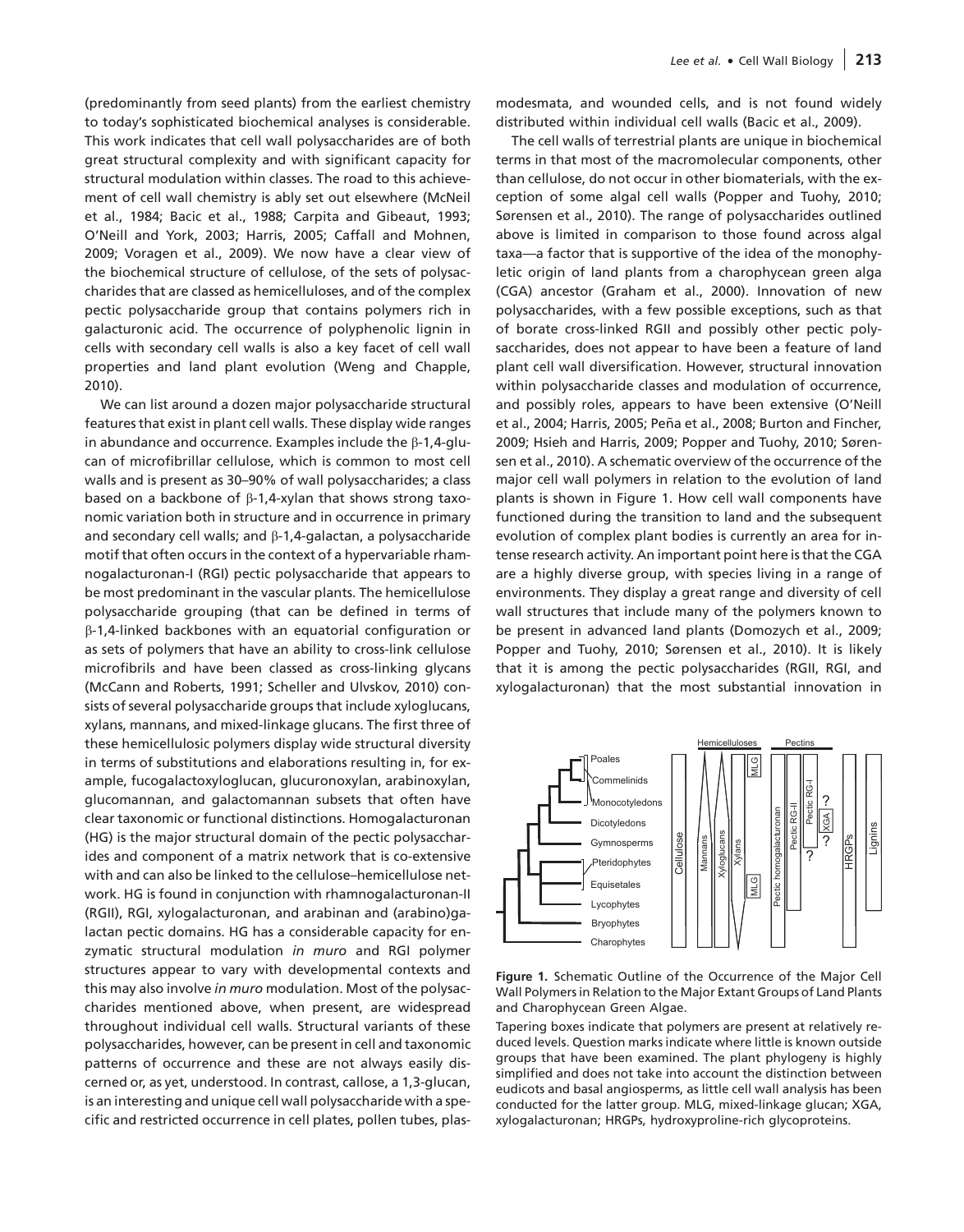(predominantly from seed plants) from the earliest chemistry to today's sophisticated biochemical analyses is considerable. This work indicates that cell wall polysaccharides are of both great structural complexity and with significant capacity for structural modulation within classes. The road to this achievement of cell wall chemistry is ably set out elsewhere (McNeil et al., 1984; Bacic et al., 1988; Carpita and Gibeaut, 1993; O'Neill and York, 2003; Harris, 2005; Caffall and Mohnen, 2009; Voragen et al., 2009). We now have a clear view of the biochemical structure of cellulose, of the sets of polysaccharides that are classed as hemicelluloses, and of the complex pectic polysaccharide group that contains polymers rich in galacturonic acid. The occurrence of polyphenolic lignin in cells with secondary cell walls is also a key facet of cell wall properties and land plant evolution (Weng and Chapple, 2010).

We can list around a dozen major polysaccharide structural features that exist in plant cell walls. These display wide ranges in abundance and occurrence. Examples include the β-1,4-glucan of microfibrillar cellulose, which is common to most cell walls and is present as 30–90% of wall polysaccharides; a class based on a backbone of β-1,4-xylan that shows strong taxonomic variation both in structure and in occurrence in primary and secondary cell walls; and β-1,4-galactan, a polysaccharide motif that often occurs in the context of a hypervariable rhamnogalacturonan-I (RGI) pectic polysaccharide that appears to be most predominant in the vascular plants. The hemicellulose polysaccharide grouping (that can be defined in terms of β-1,4-linked backbones with an equatorial configuration or as sets of polymers that have an ability to cross-link cellulose microfibrils and have been classed as cross-linking glycans (McCann and Roberts, 1991; Scheller and Ulvskov, 2010) consists of several polysaccharide groups that include xyloglucans, xylans, mannans, and mixed-linkage glucans. The first three of these hemicellulosic polymers display wide structural diversity in terms of substitutions and elaborations resulting in, for example, fucogalactoxyloglucan, glucuronoxylan, arabinoxylan, glucomannan, and galactomannan subsets that often have clear taxonomic or functional distinctions. Homogalacturonan (HG) is the major structural domain of the pectic polysaccharides and component of a matrix network that is co-extensive with and can also be linked to the cellulose–hemicellulose network. HG is found in conjunction with rhamnogalacturonan-II (RGII), RGI, xylogalacturonan, and arabinan and (arabino)galactan pectic domains. HG has a considerable capacity for enzymatic structural modulation *in muro* and RGI polymer structures appear to vary with developmental contexts and this may also involve *in muro* modulation. Most of the polysaccharides mentioned above, when present, are widespread throughout individual cell walls. Structural variants of these polysaccharides, however, can be present in cell and taxonomic patterns of occurrence and these are not always easily discerned or, as yet, understood. In contrast, callose, a 1,3-glucan, is an interesting and unique cell wall polysaccharide with a specific and restricted occurrence in cell plates, pollen tubes, plasmodesmata, and wounded cells, and is not found widely distributed within individual cell walls (Bacic et al., 2009).

The cell walls of terrestrial plants are unique in biochemical terms in that most of the macromolecular components, other than cellulose, do not occur in other biomaterials, with the exception of some algal cell walls (Popper and Tuohy, 2010; Sørensen et al., 2010). The range of polysaccharides outlined above is limited in comparison to those found across algal taxa—a factor that is supportive of the idea of the monophyletic origin of land plants from a charophycean green alga (CGA) ancestor (Graham et al., 2000). Innovation of new polysaccharides, with a few possible exceptions, such as that of borate cross-linked RGII and possibly other pectic polysaccharides, does not appear to have been a feature of land plant cell wall diversification. However, structural innovation within polysaccharide classes and modulation of occurrence, and possibly roles, appears to have been extensive (O'Neill et al., 2004; Harris, 2005; Peña et al., 2008; Burton and Fincher, 2009; Hsieh and Harris, 2009; Popper and Tuohy, 2010; Sørensen et al., 2010). A schematic overview of the occurrence of the major cell wall polymers in relation to the evolution of land plants is shown in Figure 1. How cell wall components have functioned during the transition to land and the subsequent evolution of complex plant bodies is currently an area for intense research activity. An important point here is that the CGA are a highly diverse group, with species living in a range of environments. They display a great range and diversity of cell wall structures that include many of the polymers known to be present in advanced land plants (Domozych et al., 2009; Popper and Tuohy, 2010; Sørensen et al., 2010). It is likely that it is among the pectic polysaccharides (RGII, RGI, and xylogalacturonan) that the most substantial innovation in

**Figure 1.** Schematic Outline of the Occurrence of the Major Cell Wall Polymers in Relation to the Major Extant Groups of Land Plants and Charophycean Green Algae.

Tapering boxes indicate that polymers are present at relatively reduced levels. Question marks indicate where little is known outside groups that have been examined. The plant phylogeny is highly simplified and does not take into account the distinction between eudicots and basal angiosperms, as little cell wall analysis has been conducted for the latter group. MLG, mixed-linkage glucan; XGA, xylogalacturonan; HRGPs, hydroxyproline-rich glycoproteins.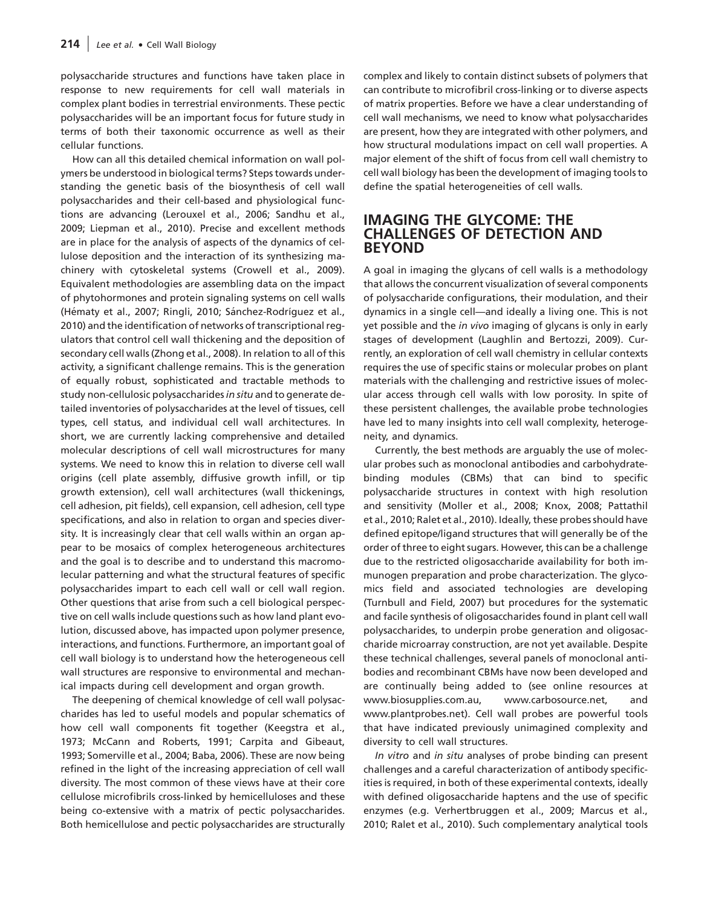polysaccharide structures and functions have taken place in response to new requirements for cell wall materials in complex plant bodies in terrestrial environments. These pectic polysaccharides will be an important focus for future study in terms of both their taxonomic occurrence as well as their cellular functions.

How can all this detailed chemical information on wall polymers be understood in biological terms? Steps towards understanding the genetic basis of the biosynthesis of cell wall polysaccharides and their cell-based and physiological functions are advancing (Lerouxel et al., 2006; Sandhu et al., 2009; Liepman et al., 2010). Precise and excellent methods are in place for the analysis of aspects of the dynamics of cellulose deposition and the interaction of its synthesizing machinery with cytoskeletal systems (Crowell et al., 2009). Equivalent methodologies are assembling data on the impact of phytohormones and protein signaling systems on cell walls (Hématy et al., 2007; Ringli, 2010; Sánchez-Rodríguez et al., 2010) and the identification of networks of transcriptional regulators that control cell wall thickening and the deposition of secondary cell walls (Zhong et al., 2008). In relation to all of this activity, a significant challenge remains. This is the generation of equally robust, sophisticated and tractable methods to study non-cellulosic polysaccharides *in situ* and to generate detailed inventories of polysaccharides at the level of tissues, cell types, cell status, and individual cell wall architectures. In short, we are currently lacking comprehensive and detailed molecular descriptions of cell wall microstructures for many systems. We need to know this in relation to diverse cell wall origins (cell plate assembly, diffusive growth infill, or tip growth extension), cell wall architectures (wall thickenings, cell adhesion, pit fields), cell expansion, cell adhesion, cell type specifications, and also in relation to organ and species diversity. It is increasingly clear that cell walls within an organ appear to be mosaics of complex heterogeneous architectures and the goal is to describe and to understand this macromolecular patterning and what the structural features of specific polysaccharides impart to each cell wall or cell wall region. Other questions that arise from such a cell biological perspective on cell walls include questions such as how land plant evolution, discussed above, has impacted upon polymer presence, interactions, and functions. Furthermore, an important goal of cell wall biology is to understand how the heterogeneous cell wall structures are responsive to environmental and mechanical impacts during cell development and organ growth.

The deepening of chemical knowledge of cell wall polysaccharides has led to useful models and popular schematics of how cell wall components fit together (Keegstra et al., 1973; McCann and Roberts, 1991; Carpita and Gibeaut, 1993; Somerville et al., 2004; Baba, 2006). These are now being refined in the light of the increasing appreciation of cell wall diversity. The most common of these views have at their core cellulose microfibrils cross-linked by hemicelluloses and these being co-extensive with a matrix of pectic polysaccharides. Both hemicellulose and pectic polysaccharides are structurally complex and likely to contain distinct subsets of polymers that can contribute to microfibril cross-linking or to diverse aspects of matrix properties. Before we have a clear understanding of cell wall mechanisms, we need to know what polysaccharides are present, how they are integrated with other polymers, and how structural modulations impact on cell wall properties. A major element of the shift of focus from cell wall chemistry to cell wall biology has been the development of imaging tools to define the spatial heterogeneities of cell walls.

## IMAGING THE GLYCOME: THE CHALLENGES OF DETECTION AND BEYOND

A goal in imaging the glycans of cell walls is a methodology that allows the concurrent visualization of several components of polysaccharide configurations, their modulation, and their dynamics in a single cell—and ideally a living one. This is not yet possible and the *in vivo* imaging of glycans is only in early stages of development (Laughlin and Bertozzi, 2009). Currently, an exploration of cell wall chemistry in cellular contexts requires the use of specific stains or molecular probes on plant materials with the challenging and restrictive issues of molecular access through cell walls with low porosity. In spite of these persistent challenges, the available probe technologies have led to many insights into cell wall complexity, heterogeneity, and dynamics.

Currently, the best methods are arguably the use of molecular probes such as monoclonal antibodies and carbohydrate-binding modules (CBMs) that can bind to specific polysaccharide structures in context with high resolution and sensitivity (Moller et al., 2008; Knox, 2008; Pattathil et al., 2010; Ralet et al., 2010). Ideally, these probes should have defined epitope/ligand structures that will generally be of the order of three to eight sugars. However, this can be a challenge due to the restricted oligosaccharide availability for both immunogen preparation and probe characterization. The glycomics field and associated technologies are developing (Turnbull and Field, 2007) but procedures for the systematic and facile synthesis of oligosaccharides found in plant cell wall polysaccharides, to underpin probe generation and oligosaccharide microarray construction, are not yet available. Despite these technical challenges, several panels of monoclonal antibodies and recombinant CBMs have now been developed and are continually being added to (see online resources at www.biosupplies.com.au, www.carbosource.net, and www.plantprobes.net). Cell wall probes are powerful tools that have indicated previously unimagined complexity and diversity to cell wall structures.

*In vitro* and *in situ* analyses of probe binding can present challenges and a careful characterization of antibody specificities is required, in both of these experimental contexts, ideally with defined oligosaccharide haptens and the use of specific enzymes (e.g. Verhertbruggen et al., 2009; Marcus et al., 2010; Ralet et al., 2010). Such complementary analytical tools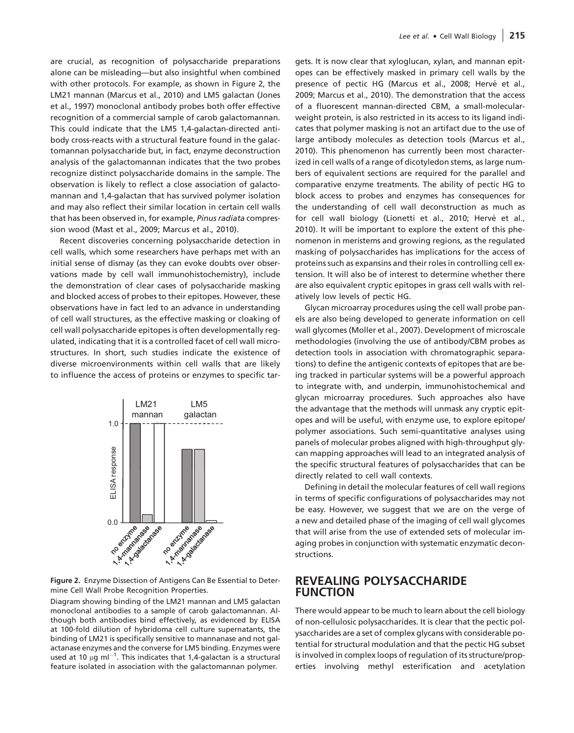are crucial, as recognition of polysaccharide preparations alone can be misleading—but also insightful when combined with other protocols. For example, as shown in Figure 2, the LM21 mannan (Marcus et al., 2010) and LM5 galactan (Jones et al., 1997) monoclonal antibody probes both offer effective recognition of a commercial sample of carob galactomannan. This could indicate that the LM5 1,4-galactan-directed antibody cross-reacts with a structural feature found in the galactomannan polysaccharide but, in fact, enzyme deconstruction analysis of the galactomannan indicates that the two probes recognize distinct polysaccharide domains in the sample. The observation is likely to reflect a close association of galactomannan and 1,4-galactan that has survived polymer isolation and may also reflect their similar location in certain cell walls that has been observed in, for example, *Pinus radiata* compression wood (Mast et al., 2009; Marcus et al., 2010).

Recent discoveries concerning polysaccharide detection in cell walls, which some researchers have perhaps met with an initial sense of dismay (as they can evoke doubts over observations made by cell wall immunohistochemistry), include the demonstration of clear cases of polysaccharide masking and blocked access of probes to their epitopes. However, these observations have in fact led to an advance in understanding of cell wall structures, as the effective masking or cloaking of cell wall polysaccharide epitopes is often developmentally regulated, indicating that it is a controlled facet of cell wall microstructures. In short, such studies indicate the existence of diverse microenvironments within cell walls that are likely to influence the access of proteins or enzymes to specific targets. It is now clear that xyloglucan, xylan, and mannan epitopes can be effectively masked in primary cell walls by the presence of pectic HG (Marcus et al., 2008; Hervé et al., 2009; Marcus et al., 2010). The demonstration that the access of a fluorescent mannan-directed CBM, a small-molecular-weight protein, is also restricted in its access to its ligand indicates that polymer masking is not an artifact due to the use of large antibody molecules as detection tools (Marcus et al., 2010). This phenomenon has currently been most characterized in cell walls of a range of dicotyledon stems, as large numbers of equivalent sections are required for the parallel and comparative enzyme treatments. The ability of pectic HG to block access to probes and enzymes has consequences for the understanding of cell wall deconstruction as much as for cell wall biology (Lionetti et al., 2010; Hervé et al., 2010). It will be important to explore the extent of this phenomenon in meristems and growing regions, as the regulated masking of polysaccharides has implications for the access of proteins such as expansins and their roles in controlling cell extension. It will also be of interest to determine whether there are also equivalent cryptic epitopes in grass cell walls with relatively low levels of pectic HG.

**Figure 2.** Enzyme Dissection of Antigens Can Be Essential to Determine Cell Wall Probe Recognition Properties.

Diagram showing binding of the LM21 mannan and LM5 galactan monoclonal antibodies to a sample of carob galactomannan. Although both antibodies bind effectively, as evidenced by ELISA at 100-fold dilution of hybridoma cell culture supernatants, the binding of LM21 is specifically sensitive to mannanase and not galactanase enzymes and the converse for LM5 binding. Enzymes were used at 10 $\mu$g ml$^{-1}$. This indicates that 1,4-galactan is a structural feature isolated in association with the galactomannan polymer.

Glycan microarray procedures using the cell wall probe panels are also being developed to generate information on cell wall glycomes (Moller et al., 2007). Development of microscale methodologies (involving the use of antibody/CBM probes as detection tools in association with chromatographic separations) to define the antigenic contexts of epitopes that are being tracked in particular systems will be a powerful approach to integrate with, and underpin, immunohistochemical and glycan microarray procedures. Such approaches also have the advantage that the methods will unmask any cryptic epitopes and will be useful, with enzyme use, to explore epitope/polymer associations. Such semi-quantitative analyses using panels of molecular probes aligned with high-throughput glycan mapping approaches will lead to an integrated analysis of the specific structural features of polysaccharides that can be directly related to cell wall contexts.

Defining in detail the molecular features of cell wall regions in terms of specific configurations of polysaccharides may not be easy. However, we suggest that we are on the verge of a new and detailed phase of the imaging of cell wall glycomes that will arise from the use of extended sets of molecular imaging probes in conjunction with systematic enzymatic deconstructions.

## REVEALING POLYSACCHARIDE FUNCTION

There would appear to be much to learn about the cell biology of non-cellulosic polysaccharides. It is clear that the pectic polysaccharides are a set of complex glycans with considerable potential for structural modulation and that the pectic HG subset is involved in complex loops of regulation of its structure/properties involving methyl esterification and acetylation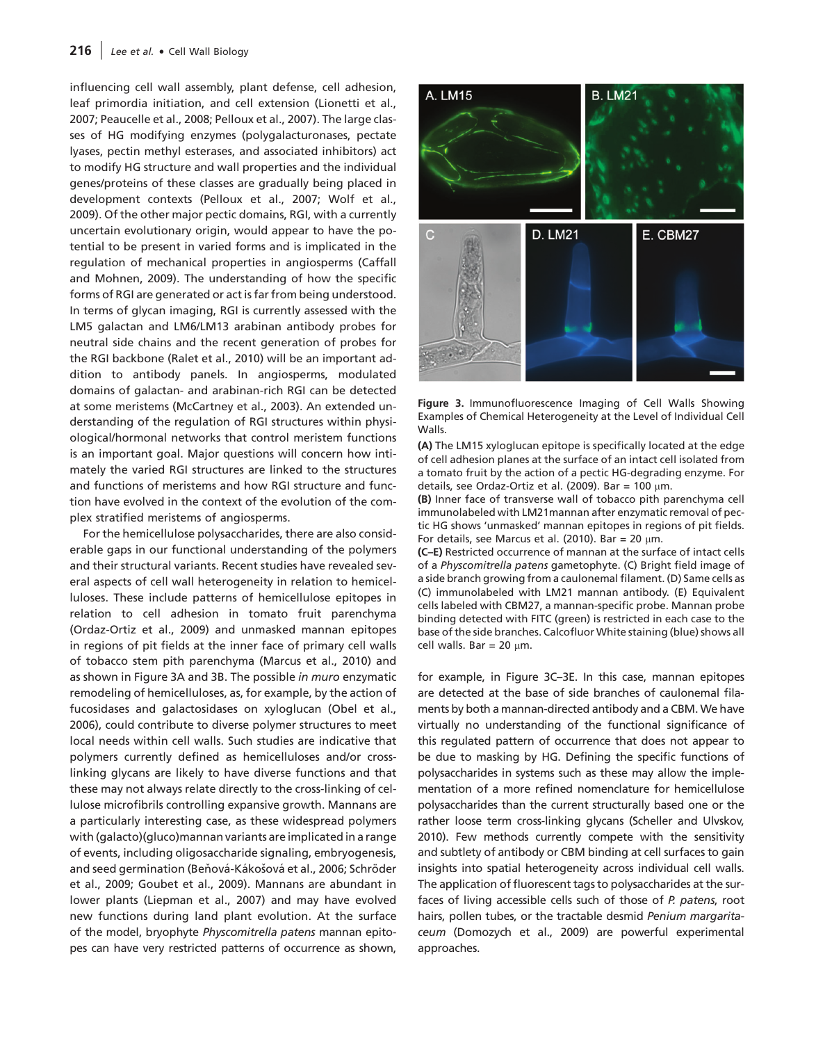influencing cell wall assembly, plant defense, cell adhesion, leaf primordia initiation, and cell extension (Lionetti et al., 2007; Peaucelle et al., 2008; Pelloux et al., 2007). The large classes of HG modifying enzymes (polygalacturonases, pectate lyases, pectin methyl esterases, and associated inhibitors) act to modify HG structure and wall properties and the individual genes/proteins of these classes are gradually being placed in development contexts (Pelloux et al., 2007; Wolf et al., 2009). Of the other major pectic domains, RGI, with a currently uncertain evolutionary origin, would appear to have the potential to be present in varied forms and is implicated in the regulation of mechanical properties in angiosperms (Caffall and Mohnen, 2009). The understanding of how the specific forms of RGI are generated or act is far from being understood. In terms of glycan imaging, RGI is currently assessed with the LM5 galactan and LM6/LM13 arabinan antibody probes for neutral side chains and the recent generation of probes for the RGI backbone (Ralet et al., 2010) will be an important addition to antibody panels. In angiosperms, modulated domains of galactan- and arabinan-rich RGI can be detected at some meristems (McCartney et al., 2003). An extended understanding of the regulation of RGI structures within physiological/hormonal networks that control meristem functions is an important goal. Major questions will concern how intimately the varied RGI structures are linked to the structures and functions of meristems and how RGI structure and function have evolved in the context of the evolution of the complex stratified meristems of angiosperms.

For the hemicellulose polysaccharides, there are also considerable gaps in our functional understanding of the polymers and their structural variants. Recent studies have revealed several aspects of cell wall heterogeneity in relation to hemicelluloses. These include patterns of hemicellulose epitopes in relation to cell adhesion in tomato fruit parenchyma (Ordaz-Ortiz et al., 2009) and unmasked mannan epitopes in regions of pit fields at the inner face of primary cell walls of tobacco stem pith parenchyma (Marcus et al., 2010) and as shown in Figure 3A and 3B. The possible *in muro* enzymatic remodeling of hemicelluloses, as, for example, by the action of fucosidases and galactosidases on xyloglucan (Obel et al., 2006), could contribute to diverse polymer structures to meet local needs within cell walls. Such studies are indicative that polymers currently defined as hemicelluloses and/or cross-linking glycans are likely to have diverse functions and that these may not always relate directly to the cross-linking of cellulose microfibrils controlling expansive growth. Mannans are a particularly interesting case, as these widespread polymers with (galacto)(gluco)mannan variants are implicated in a range of events, including oligosaccharide signaling, embryogenesis, and seed germination (Beňová-Kákošová et al., 2006; Schröder et al., 2009; Goubet et al., 2009). Mannans are abundant in lower plants (Liepman et al., 2007) and may have evolved new functions during land plant evolution. At the surface of the model, bryophyte *Physcomitrella patens* mannan epitopes can have very restricted patterns of occurrence as shown, for example, in Figure 3C–3E. In this case, mannan epitopes are detected at the base of side branches of caulonemal filaments by both a mannan-directed antibody and a CBM. We have virtually no understanding of the functional significance of this regulated pattern of occurrence that does not appear to be due to masking by HG. Defining the specific functions of polysaccharides in systems such as these may allow the implementation of a more refined nomenclature for hemicellulose polysaccharides than the current structurally based one or the rather loose term cross-linking glycans (Scheller and Ulvskov, 2010). Few methods currently compete with the sensitivity and subtlety of antibody or CBM binding at cell surfaces to gain insights into spatial heterogeneity across individual cell walls. The application of fluorescent tags to polysaccharides at the surfaces of living accessible cells such of those of *P. patens*, root hairs, pollen tubes, or the tractable desmid *Penium margaritaceum* (Domozych et al., 2009) are powerful experimental approaches.

**Figure 3.** Immunofluorescence Imaging of Cell Walls Showing Examples of Chemical Heterogeneity at the Level of Individual Cell Walls.

**(A)** The LM15 xyloglucan epitope is specifically located at the edge of cell adhesion planes at the surface of an intact cell isolated from a tomato fruit by the action of a pectic HG-degrading enzyme. For details, see Ordaz-Ortiz et al. (2009). Bar = 100 μm.

**(B)** Inner face of transverse wall of tobacco pith parenchyma cell immunolabeled with LM21mannan after enzymatic removal of pectic HG shows 'unmasked' mannan epitopes in regions of pit fields. For details, see Marcus et al. (2010). Bar = 20 μm.

**(C–E)** Restricted occurrence of mannan at the surface of intact cells of a *Physcomitrella patens* gametophyte. (C) Bright field image of a side branch growing from a caulonemal filament. (D) Same cells as (C) immunolabeled with LM21 mannan antibody. (E) Equivalent cells labeled with CBM27, a mannan-specific probe. Mannan probe binding detected with FITC (green) is restricted in each case to the base of the side branches. Calcofluor White staining (blue) shows all cell walls. Bar = 20 μm.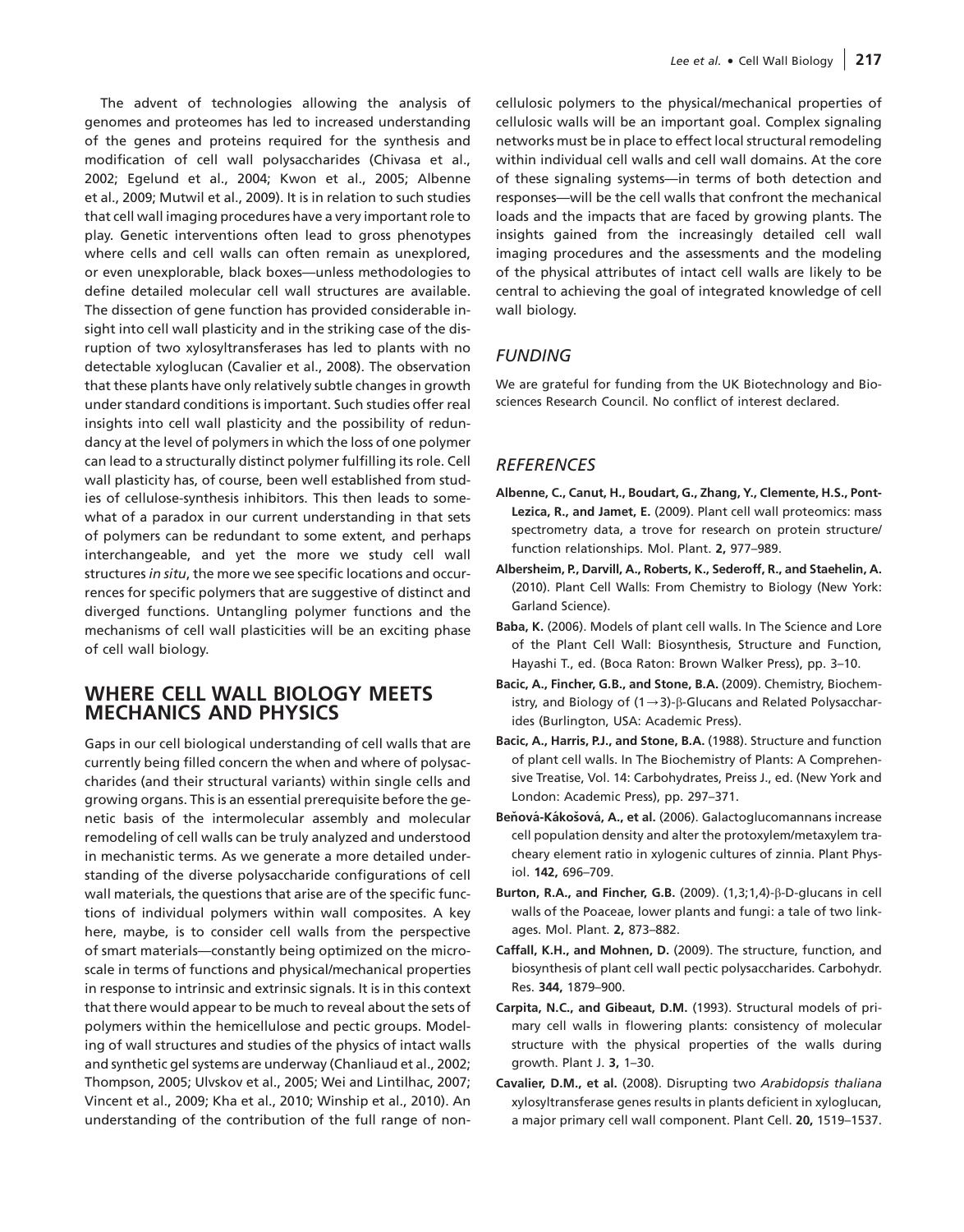The advent of technologies allowing the analysis of genomes and proteomes has led to increased understanding of the genes and proteins required for the synthesis and modification of cell wall polysaccharides (Chivasa et al., 2002; Egelund et al., 2004; Kwon et al., 2005; Albenne et al., 2009; Mutwil et al., 2009). It is in relation to such studies that cell wall imaging procedures have a very important role to play. Genetic interventions often lead to gross phenotypes where cells and cell walls can often remain as unexplored, or even unexplorable, black boxes—unless methodologies to define detailed molecular cell wall structures are available. The dissection of gene function has provided considerable insight into cell wall plasticity and in the striking case of the disruption of two xylosyltransferases has led to plants with no detectable xyloglucan (Cavalier et al., 2008). The observation that these plants have only relatively subtle changes in growth under standard conditions is important. Such studies offer real insights into cell wall plasticity and the possibility of redundancy at the level of polymers in which the loss of one polymer can lead to a structurally distinct polymer fulfilling its role. Cell wall plasticity has, of course, been well established from studies of cellulose-synthesis inhibitors. This then leads to somewhat of a paradox in our current understanding in that sets of polymers can be redundant to some extent, and perhaps interchangeable, and yet the more we study cell wall structures *in situ*, the more we see specific locations and occurrences for specific polymers that are suggestive of distinct and diverged functions. Untangling polymer functions and the mechanisms of cell wall plasticities will be an exciting phase of cell wall biology.

## WHERE CELL WALL BIOLOGY MEETS MECHANICS AND PHYSICS

Gaps in our cell biological understanding of cell walls that are currently being filled concern the when and where of polysaccharides (and their structural variants) within single cells and growing organs. This is an essential prerequisite before the genetic basis of the intermolecular assembly and molecular remodeling of cell walls can be truly analyzed and understood in mechanistic terms. As we generate a more detailed understanding of the diverse polysaccharide configurations of cell wall materials, the questions that arise are of the specific functions of individual polymers within wall composites. A key here, maybe, is to consider cell walls from the perspective of smart materials—constantly being optimized on the microscale in terms of functions and physical/mechanical properties in response to intrinsic and extrinsic signals. It is in this context that there would appear to be much to reveal about the sets of polymers within the hemicellulose and pectic groups. Modeling of wall structures and studies of the physics of intact walls and synthetic gel systems are underway (Chanliaud et al., 2002; Thompson, 2005; Ulvskov et al., 2005; Wei and Lintilhac, 2007; Vincent et al., 2009; Kha et al., 2010; Winship et al., 2010). An understanding of the contribution of the full range of non-cellulosic polymers to the physical/mechanical properties of cellulosic walls will be an important goal. Complex signaling networks must be in place to effect local structural remodeling within individual cell walls and cell wall domains. At the core of these signaling systems—in terms of both detection and responses—will be the cell walls that confront the mechanical loads and the impacts that are faced by growing plants. The insights gained from the increasingly detailed cell wall imaging procedures and the assessments and the modeling of the physical attributes of intact cell walls are likely to be central to achieving the goal of integrated knowledge of cell wall biology.

## *FUNDING*

We are grateful for funding from the UK Biotechnology and Biosciences Research Council. No conflict of interest declared.

## *REFERENCES*

**Albenne, C., Canut, H., Boudart, G., Zhang, Y., Clemente, H.S., Pont-Lezica, R., and Jamet, E.** (2009). Plant cell wall proteomics: mass spectrometry data, a trove for research on protein structure/function relationships. Mol. Plant. **2,** 977–989.

**Albersheim, P., Darvill, A., Roberts, K., Sederoff, R., and Staehelin, A.** (2010). Plant Cell Walls: From Chemistry to Biology (New York: Garland Science).

**Baba, K.** (2006). Models of plant cell walls. In The Science and Lore of the Plant Cell Wall: Biosynthesis, Structure and Function, Hayashi T., ed. (Boca Raton: Brown Walker Press), pp. 3–10.

**Bacic, A., Fincher, G.B., and Stone, B.A.** (2009). Chemistry, Biochemistry, and Biology of (1→3)-β-Glucans and Related Polysaccharides (Burlington, USA: Academic Press).

**Bacic, A., Harris, P.J., and Stone, B.A.** (1988). Structure and function of plant cell walls. In The Biochemistry of Plants: A Comprehensive Treatise, Vol. 14: Carbohydrates, Preiss J., ed. (New York and London: Academic Press), pp. 297–371.

**Beňová-Kákošová, A., et al.** (2006). Galactoglucomannans increase cell population density and alter the protoxylem/metaxylem tracheary element ratio in xylogenic cultures of zinnia. Plant Physiol. **142,** 696–709.

**Burton, R.A., and Fincher, G.B.** (2009). (1,3;1,4)-β-D-glucans in cell walls of the Poaceae, lower plants and fungi: a tale of two linkages. Mol. Plant. **2,** 873–882.

**Caffall, K.H., and Mohnen, D.** (2009). The structure, function, and biosynthesis of plant cell wall pectic polysaccharides. Carbohydr. Res. **344,** 1879–900.

**Carpita, N.C., and Gibeaut, D.M.** (1993). Structural models of primary cell walls in flowering plants: consistency of molecular structure with the physical properties of the walls during growth. Plant J. **3,** 1–30.

**Cavalier, D.M., et al.** (2008). Disrupting two *Arabidopsis thaliana* xylosyltransferase genes results in plants deficient in xyloglucan, a major primary cell wall component. Plant Cell. **20,** 1519–1537.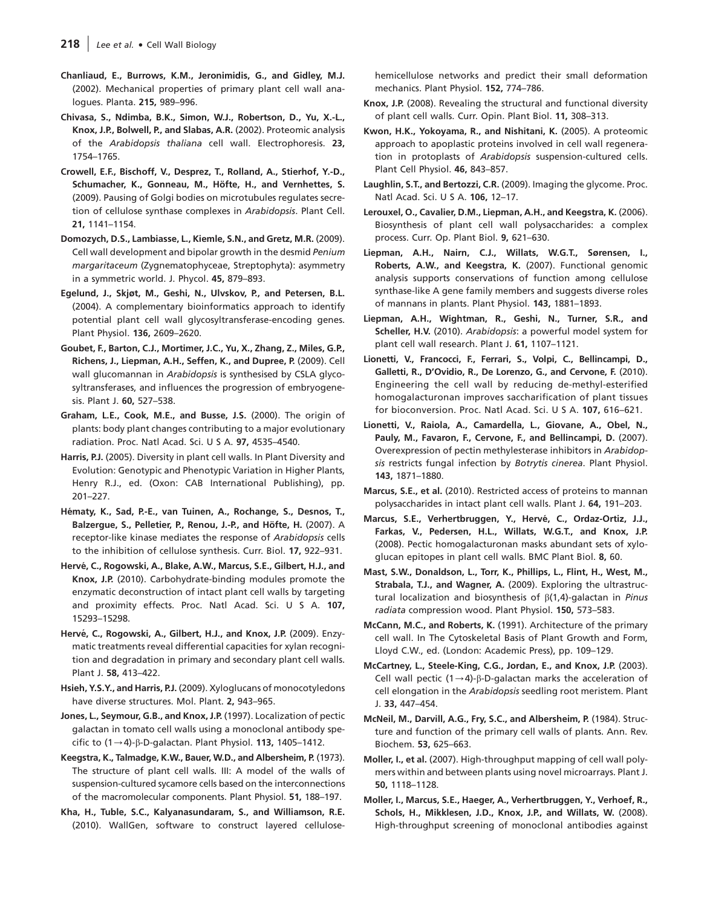**Chanliaud, E., Burrows, K.M., Jeronimidis, G., and Gidley, M.J.** (2002). Mechanical properties of primary plant cell wall analogues. Planta. **215,** 989–996.

**Chivasa, S., Ndimba, B.K., Simon, W.J., Robertson, D., Yu, X.-L., Knox, J.P., Bolwell, P., and Slabas, A.R.** (2002). Proteomic analysis of the *Arabidopsis thaliana* cell wall. Electrophoresis. **23,** 1754–1765.

**Crowell, E.F., Bischoff, V., Desprez, T., Rolland, A., Stierhof, Y.-D., Schumacher, K., Gonneau, M., Höfte, H., and Vernhettes, S.** (2009). Pausing of Golgi bodies on microtubules regulates secretion of cellulose synthase complexes in *Arabidopsis*. Plant Cell. **21,** 1141–1154.

**Domozych, D.S., Lambiasse, L., Kiemle, S.N., and Gretz, M.R.** (2009). Cell wall development and bipolar growth in the desmid *Penium margaritaceum* (Zygnematophyceae, Streptophyta): asymmetry in a symmetric world. J. Phycol. **45,** 879–893.

**Egelund, J., Skjøt, M., Geshi, N., Ulvskov, P., and Petersen, B.L.** (2004). A complementary bioinformatics approach to identify potential plant cell wall glycosyltransferase-encoding genes. Plant Physiol. **136,** 2609–2620.

**Goubet, F., Barton, C.J., Mortimer, J.C., Yu, X., Zhang, Z., Miles, G.P., Richens, J., Liepman, A.H., Seffen, K., and Dupree, P.** (2009). Cell wall glucomannan in *Arabidopsis* is synthesised by CSLA glycosyltransferases, and influences the progression of embryogenesis. Plant J. **60,** 527–538.

**Graham, L.E., Cook, M.E., and Busse, J.S.** (2000). The origin of plants: body plant changes contributing to a major evolutionary radiation. Proc. Natl Acad. Sci. U S A. **97,** 4535–4540.

**Harris, P.J.** (2005). Diversity in plant cell walls. In Plant Diversity and Evolution: Genotypic and Phenotypic Variation in Higher Plants, Henry R.J., ed. (Oxon: CAB International Publishing), pp. 201–227.

**Hématy, K., Sad, P.-E., van Tuinen, A., Rochange, S., Desnos, T., Balzergue, S., Pelletier, P., Renou, J.-P., and Höfte, H.** (2007). A receptor-like kinase mediates the response of *Arabidopsis* cells to the inhibition of cellulose synthesis. Curr. Biol. **17,** 922–931.

**Hervé, C., Rogowski, A., Blake, A.W., Marcus, S.E., Gilbert, H.J., and Knox, J.P.** (2010). Carbohydrate-binding modules promote the enzymatic deconstruction of intact plant cell walls by targeting and proximity effects. Proc. Natl Acad. Sci. U S A. **107,** 15293–15298.

**Hervé, C., Rogowski, A., Gilbert, H.J., and Knox, J.P.** (2009). Enzymatic treatments reveal differential capacities for xylan recognition and degradation in primary and secondary plant cell walls. Plant J. **58,** 413–422.

**Hsieh, Y.S.Y., and Harris, P.J.** (2009). Xyloglucans of monocotyledons have diverse structures. Mol. Plant. **2,** 943–965.

**Jones, L., Seymour, G.B., and Knox, J.P.** (1997). Localization of pectic galactan in tomato cell walls using a monoclonal antibody specific to (1→4)-β-D-galactan. Plant Physiol. **113,** 1405–1412.

**Keegstra, K., Talmadge, K.W., Bauer, W.D., and Albersheim, P.** (1973). The structure of plant cell walls. III: A model of the walls of suspension-cultured sycamore cells based on the interconnections of the macromolecular components. Plant Physiol. **51,** 188–197.

**Kha, H., Tuble, S.C., Kalyanasundaram, S., and Williamson, R.E.** (2010). WallGen, software to construct layered cellulose-hemicellulose networks and predict their small deformation mechanics. Plant Physiol. **152,** 774–786.

**Knox, J.P.** (2008). Revealing the structural and functional diversity of plant cell walls. Curr. Opin. Plant Biol. **11,** 308–313.

**Kwon, H.K., Yokoyama, R., and Nishitani, K.** (2005). A proteomic approach to apoplastic proteins involved in cell wall regeneration in protoplasts of *Arabidopsis* suspension-cultured cells. Plant Cell Physiol. **46,** 843–857.

**Laughlin, S.T., and Bertozzi, C.R.** (2009). Imaging the glycome. Proc. Natl Acad. Sci. U S A. **106,** 12–17.

**Lerouxel, O., Cavalier, D.M., Liepman, A.H., and Keegstra, K.** (2006). Biosynthesis of plant cell wall polysaccharides: a complex process. Curr. Op. Plant Biol. **9,** 621–630.

**Liepman, A.H., Nairn, C.J., Willats, W.G.T., Sørensen, I., Roberts, A.W., and Keegstra, K.** (2007). Functional genomic analysis supports conservations of function among cellulose synthase-like A gene family members and suggests diverse roles of mannans in plants. Plant Physiol. **143,** 1881–1893.

**Liepman, A.H., Wightman, R., Geshi, N., Turner, S.R., and Scheller, H.V.** (2010). *Arabidopsis*: a powerful model system for plant cell wall research. Plant J. **61,** 1107–1121.

**Lionetti, V., Francocci, F., Ferrari, S., Volpi, C., Bellincampi, D., Galletti, R., D'Ovidio, R., De Lorenzo, G., and Cervone, F.** (2010). Engineering the cell wall by reducing de-methyl-esterified homogalacturonan improves saccharification of plant tissues for bioconversion. Proc. Natl Acad. Sci. U S A. **107,** 616–621.

**Lionetti, V., Raiola, A., Camardella, L., Giovane, A., Obel, N., Pauly, M., Favaron, F., Cervone, F., and Bellincampi, D.** (2007). Overexpression of pectin methylesterase inhibitors in *Arabidopsis* restricts fungal infection by *Botrytis cinerea*. Plant Physiol. **143,** 1871–1880.

**Marcus, S.E., et al.** (2010). Restricted access of proteins to mannan polysaccharides in intact plant cell walls. Plant J. **64,** 191–203.

**Marcus, S.E., Verhertbruggen, Y., Hervé, C., Ordaz-Ortiz, J.J., Farkas, V., Pedersen, H.L., Willats, W.G.T., and Knox, J.P.** (2008). Pectic homogalacturonan masks abundant sets of xyloglucan epitopes in plant cell walls. BMC Plant Biol. **8,** 60.

**Mast, S.W., Donaldson, L., Torr, K., Phillips, L., Flint, H., West, M., Strabala, T.J., and Wagner, A.** (2009). Exploring the ultrastructural localization and biosynthesis of β(1,4)-galactan in *Pinus radiata* compression wood. Plant Physiol. **150,** 573–583.

**McCann, M.C., and Roberts, K.** (1991). Architecture of the primary cell wall. In The Cytoskeletal Basis of Plant Growth and Form, Lloyd C.W., ed. (London: Academic Press), pp. 109–129.

**McCartney, L., Steele-King, C.G., Jordan, E., and Knox, J.P.** (2003). Cell wall pectic (1→4)-β-D-galactan marks the acceleration of cell elongation in the *Arabidopsis* seedling root meristem. Plant J. **33,** 447–454.

**McNeil, M., Darvill, A.G., Fry, S.C., and Albersheim, P.** (1984). Structure and function of the primary cell walls of plants. Ann. Rev. Biochem. **53,** 625–663.

**Moller, I., et al.** (2007). High-throughput mapping of cell wall polymers within and between plants using novel microarrays. Plant J. **50,** 1118–1128.

**Moller, I., Marcus, S.E., Haeger, A., Verhertbruggen, Y., Verhoef, R., Schols, H., Mikklesen, J.D., Knox, J.P., and Willats, W.** (2008). High-throughput screening of monoclonal antibodies against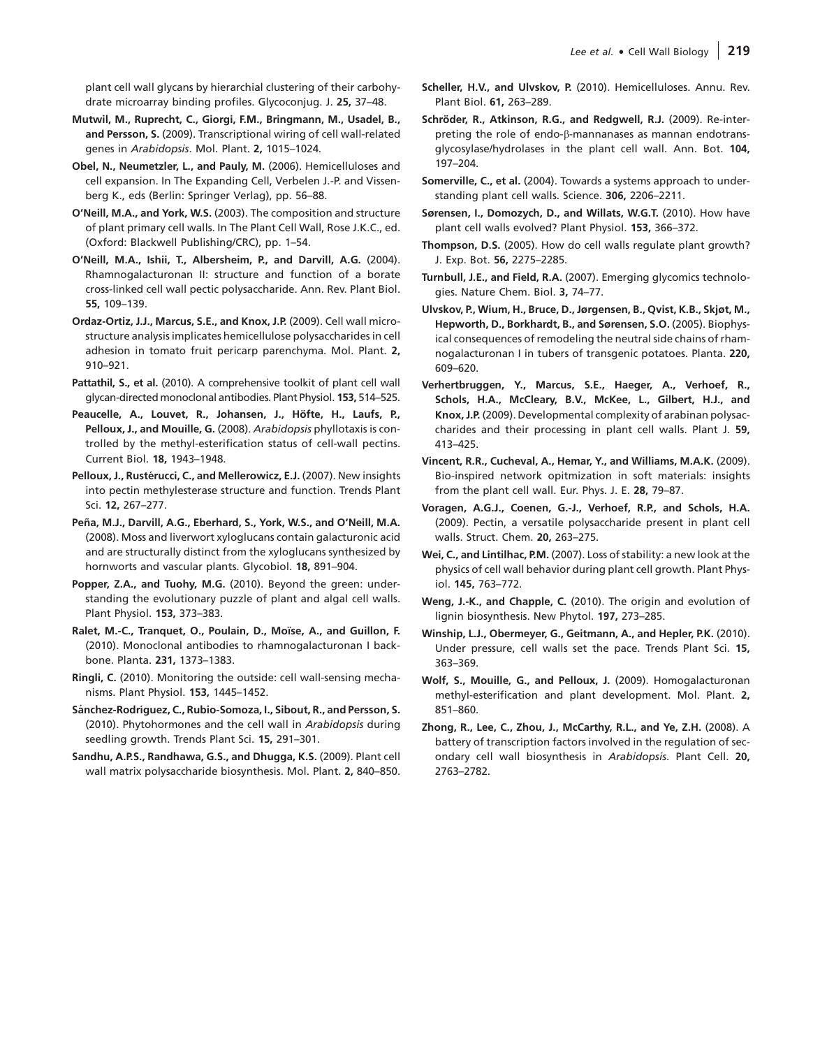plant cell wall glycans by hierarchial clustering of their carbohydrate microarray binding profiles. Glycoconjug. J. **25,** 37–48.

**Mutwil, M., Ruprecht, C., Giorgi, F.M., Bringmann, M., Usadel, B., and Persson, S.** (2009). Transcriptional wiring of cell wall-related genes in *Arabidopsis*. Mol. Plant. **2,** 1015–1024.

**Obel, N., Neumetzler, L., and Pauly, M.** (2006). Hemicelluloses and cell expansion. In The Expanding Cell, Verbelen J.-P. and Vissenberg K., eds (Berlin: Springer Verlag), pp. 56–88.

**O'Neill, M.A., and York, W.S.** (2003). The composition and structure of plant primary cell walls. In The Plant Cell Wall, Rose J.K.C., ed. (Oxford: Blackwell Publishing/CRC), pp. 1–54.

**O'Neill, M.A., Ishii, T., Albersheim, P., and Darvill, A.G.** (2004). Rhamnogalacturonan II: structure and function of a borate cross-linked cell wall pectic polysaccharide. Ann. Rev. Plant Biol. **55,** 109–139.

**Ordaz-Ortiz, J.J., Marcus, S.E., and Knox, J.P.** (2009). Cell wall microstructure analysis implicates hemicellulose polysaccharides in cell adhesion in tomato fruit pericarp parenchyma. Mol. Plant. **2,** 910–921.

**Pattathil, S., et al.** (2010). A comprehensive toolkit of plant cell wall glycan-directed monoclonal antibodies. Plant Physiol. **153,** 514–525.

**Peaucelle, A., Louvet, R., Johansen, J., Höfte, H., Laufs, P., Pelloux, J., and Mouille, G.** (2008). *Arabidopsis* phyllotaxis is controlled by the methyl-esterification status of cell-wall pectins. Current Biol. **18,** 1943–1948.

**Pelloux, J., Rustérucci, C., and Mellerowicz, E.J.** (2007). New insights into pectin methylesterase structure and function. Trends Plant Sci. **12,** 267–277.

**Peña, M.J., Darvill, A.G., Eberhard, S., York, W.S., and O'Neill, M.A.** (2008). Moss and liverwort xyloglucans contain galacturonic acid and are structurally distinct from the xyloglucans synthesized by hornworts and vascular plants. Glycobiol. **18,** 891–904.

**Popper, Z.A., and Tuohy, M.G.** (2010). Beyond the green: understanding the evolutionary puzzle of plant and algal cell walls. Plant Physiol. **153,** 373–383.

**Ralet, M.-C., Tranquet, O., Poulain, D., Moïse, A., and Guillon, F.** (2010). Monoclonal antibodies to rhamnogalacturonan I backbone. Planta. **231,** 1373–1383.

**Ringli, C.** (2010). Monitoring the outside: cell wall-sensing mechanisms. Plant Physiol. **153,** 1445–1452.

**Sánchez-Rodríguez, C., Rubio-Somoza, I., Sibout, R., and Persson, S.** (2010). Phytohormones and the cell wall in *Arabidopsis* during seedling growth. Trends Plant Sci. **15,** 291–301.

**Sandhu, A.P.S., Randhawa, G.S., and Dhugga, K.S.** (2009). Plant cell wall matrix polysaccharide biosynthesis. Mol. Plant. **2,** 840–850.

**Scheller, H.V., and Ulvskov, P.** (2010). Hemicelluloses. Annu. Rev. Plant Biol. **61,** 263–289.

**Schröder, R., Atkinson, R.G., and Redgwell, R.J.** (2009). Re-interpreting the role of endo-β-mannanases as mannan endotransglycosylase/hydrolases in the plant cell wall. Ann. Bot. **104,** 197–204.

**Somerville, C., et al.** (2004). Towards a systems approach to understanding plant cell walls. Science. **306,** 2206–2211.

**Sørensen, I., Domozych, D., and Willats, W.G.T.** (2010). How have plant cell walls evolved? Plant Physiol. **153,** 366–372.

**Thompson, D.S.** (2005). How do cell walls regulate plant growth? J. Exp. Bot. **56,** 2275–2285.

**Turnbull, J.E., and Field, R.A.** (2007). Emerging glycomics technologies. Nature Chem. Biol. **3,** 74–77.

**Ulvskov, P., Wium, H., Bruce, D., Jørgensen, B., Qvist, K.B., Skjøt, M., Hepworth, D., Borkhardt, B., and Sørensen, S.O.** (2005). Biophysical consequences of remodeling the neutral side chains of rhamnogalacturonan I in tubers of transgenic potatoes. Planta. **220,** 609–620.

**Verhertbruggen, Y., Marcus, S.E., Haeger, A., Verhoef, R., Schols, H.A., McCleary, B.V., McKee, L., Gilbert, H.J., and Knox, J.P.** (2009). Developmental complexity of arabinan polysaccharides and their processing in plant cell walls. Plant J. **59,** 413–425.

**Vincent, R.R., Cucheval, A., Hemar, Y., and Williams, M.A.K.** (2009). Bio-inspired network opitmization in soft materials: insights from the plant cell wall. Eur. Phys. J. E. **28,** 79–87.

**Voragen, A.G.J., Coenen, G.-J., Verhoef, R.P., and Schols, H.A.** (2009). Pectin, a versatile polysaccharide present in plant cell walls. Struct. Chem. **20,** 263–275.

**Wei, C., and Lintilhac, P.M.** (2007). Loss of stability: a new look at the physics of cell wall behavior during plant cell growth. Plant Physiol. **145,** 763–772.

**Weng, J.-K., and Chapple, C.** (2010). The origin and evolution of lignin biosynthesis. New Phytol. **197,** 273–285.

**Winship, L.J., Obermeyer, G., Geitmann, A., and Hepler, P.K.** (2010). Under pressure, cell walls set the pace. Trends Plant Sci. **15,** 363–369.

**Wolf, S., Mouille, G., and Pelloux, J.** (2009). Homogalacturonan methyl-esterification and plant development. Mol. Plant. **2,** 851–860.

**Zhong, R., Lee, C., Zhou, J., McCarthy, R.L., and Ye, Z.H.** (2008). A battery of transcription factors involved in the regulation of secondary cell wall biosynthesis in *Arabidopsis*. Plant Cell. **20,** 2763–2782.